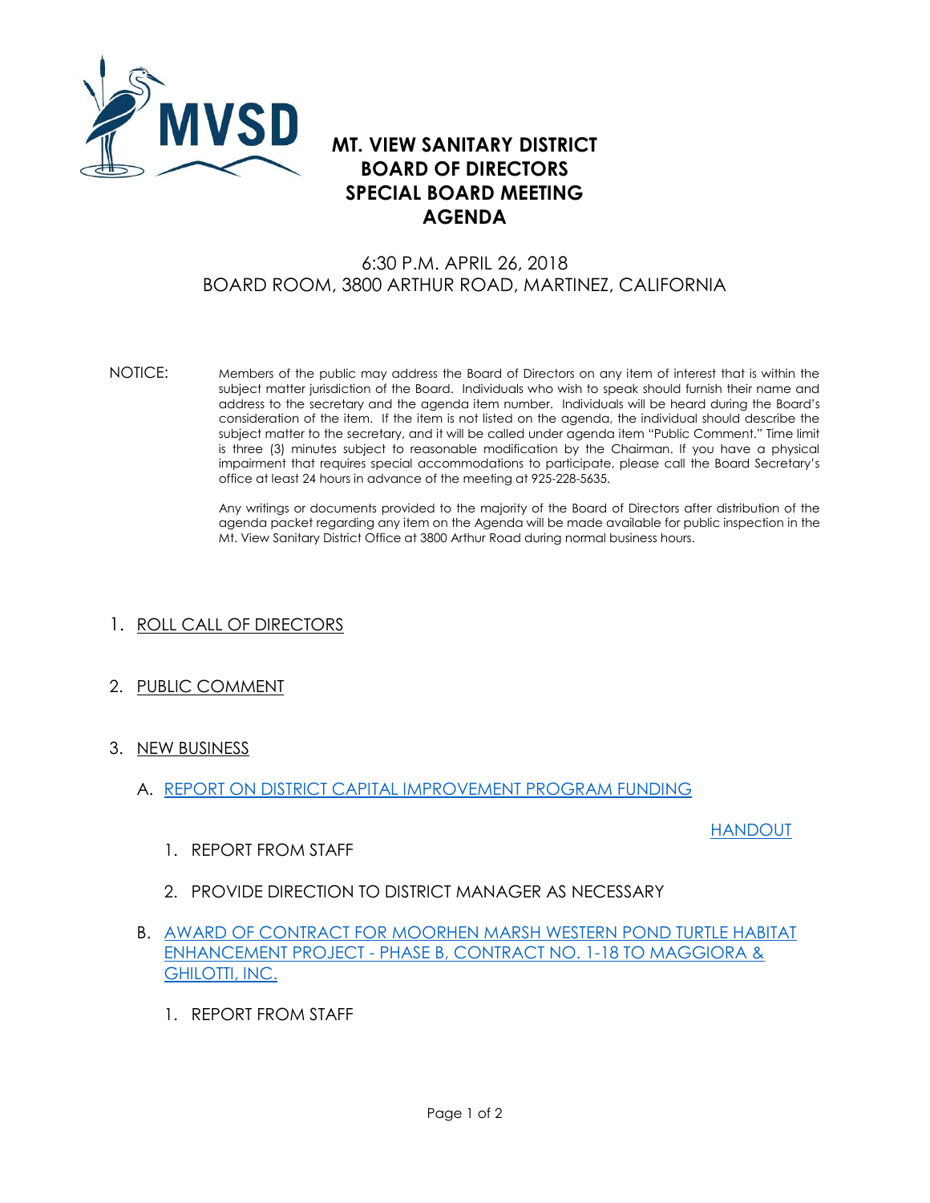# MT. VIEW SANITARY DISTRICT
# BOARD OF DIRECTORS
# SPECIAL BOARD MEETING
# AGENDA

6:30 P.M. APRIL 26, 2018
BOARD ROOM, 3800 ARTHUR ROAD, MARTINEZ, CALIFORNIA

NOTICE: Members of the public may address the Board of Directors on any item of interest that is within the subject matter jurisdiction of the Board. Individuals who wish to speak should furnish their name and address to the secretary and the agenda item number. Individuals will be heard during the Board's consideration of the item. If the item is not listed on the agenda, the individual should describe the subject matter to the secretary, and it will be called under agenda item "Public Comment." Time limit is three (3) minutes subject to reasonable modification by the Chairman. If you have a physical impairment that requires special accommodations to participate, please call the Board Secretary's office at least 24 hours in advance of the meeting at 925-228-5635.

Any writings or documents provided to the majority of the Board of Directors after distribution of the agenda packet regarding any item on the Agenda will be made available for public inspection in the Mt. View Sanitary District Office at 3800 Arthur Road during normal business hours.

1. ROLL CALL OF DIRECTORS

2. PUBLIC COMMENT

3. NEW BUSINESS

   A. REPORT ON DISTRICT CAPITAL IMPROVEMENT PROGRAM FUNDING

      HANDOUT

      1. REPORT FROM STAFF

      2. PROVIDE DIRECTION TO DISTRICT MANAGER AS NECESSARY

   B. AWARD OF CONTRACT FOR MOORHEN MARSH WESTERN POND TURTLE HABITAT ENHANCEMENT PROJECT - PHASE B, CONTRACT NO. 1-18 TO MAGGIORA & GHILOTTI, INC.

      1. REPORT FROM STAFF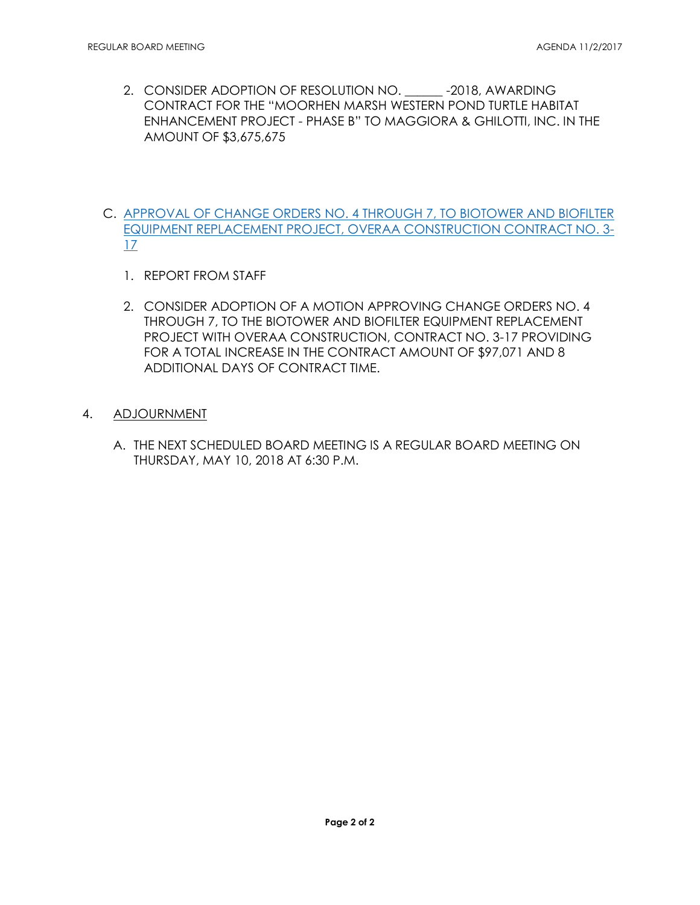2. CONSIDER ADOPTION OF RESOLUTION NO. ______ -2018, AWARDING CONTRACT FOR THE "MOORHEN MARSH WESTERN POND TURTLE HABITAT ENHANCEMENT PROJECT - PHASE B" TO MAGGIORA & GHILOTTI, INC. IN THE AMOUNT OF $3,675,675

C. APPROVAL OF CHANGE ORDERS NO. 4 THROUGH 7, TO BIOTOWER AND BIOFILTER EQUIPMENT REPLACEMENT PROJECT, OVERAA CONSTRUCTION CONTRACT NO. 3-17

1. REPORT FROM STAFF

2. CONSIDER ADOPTION OF A MOTION APPROVING CHANGE ORDERS NO. 4 THROUGH 7, TO THE BIOTOWER AND BIOFILTER EQUIPMENT REPLACEMENT PROJECT WITH OVERAA CONSTRUCTION, CONTRACT NO. 3-17 PROVIDING FOR A TOTAL INCREASE IN THE CONTRACT AMOUNT OF $97,071 AND 8 ADDITIONAL DAYS OF CONTRACT TIME.

4. ADJOURNMENT

A. THE NEXT SCHEDULED BOARD MEETING IS A REGULAR BOARD MEETING ON THURSDAY, MAY 10, 2018 AT 6:30 P.M.